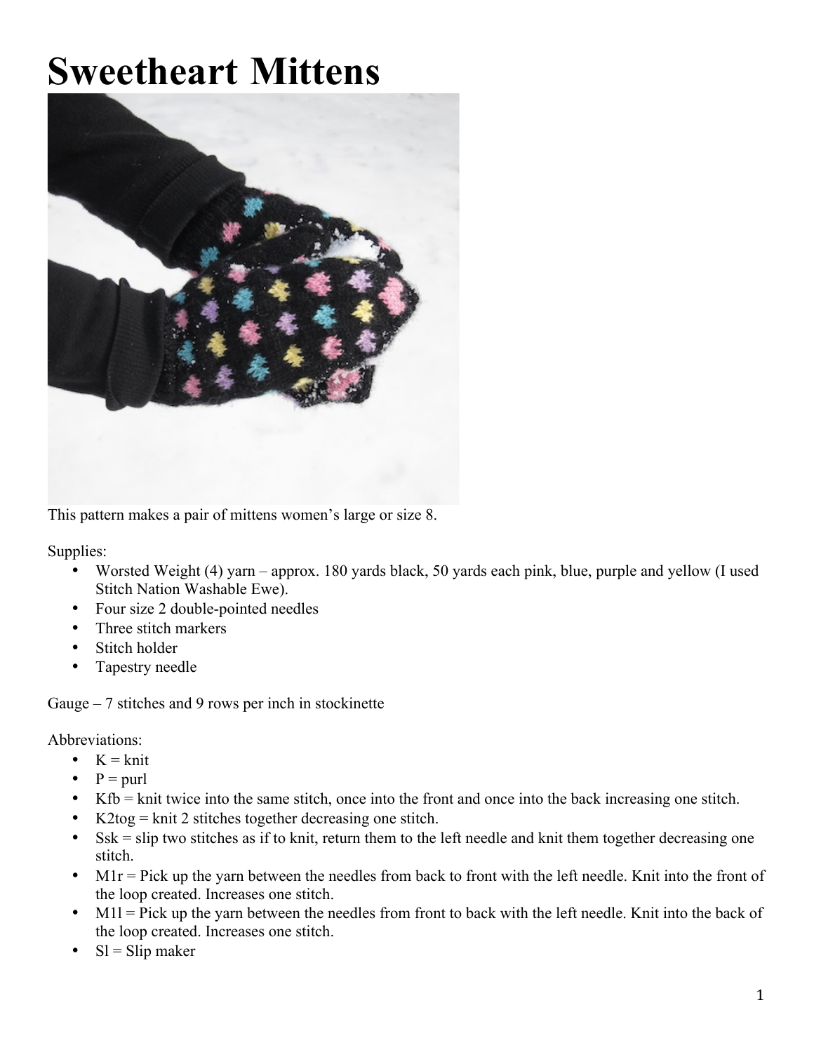# Sweetheart Mittens

This pattern makes a pair of mittens women's large or size 8.

Supplies:

- Worsted Weight (4) yarn – approx. 180 yards black, 50 yards each pink, blue, purple and yellow (I used Stitch Nation Washable Ewe).
- Four size 2 double-pointed needles
- Three stitch markers
- Stitch holder
- Tapestry needle

Gauge – 7 stitches and 9 rows per inch in stockinette

Abbreviations:

- K = knit
- P = purl
- Kfb = knit twice into the same stitch, once into the front and once into the back increasing one stitch.
- K2tog = knit 2 stitches together decreasing one stitch.
- Ssk = slip two stitches as if to knit, return them to the left needle and knit them together decreasing one stitch.
- M1r = Pick up the yarn between the needles from back to front with the left needle. Knit into the front of the loop created. Increases one stitch.
- M1l = Pick up the yarn between the needles from front to back with the left needle. Knit into the back of the loop created. Increases one stitch.
- Sl = Slip maker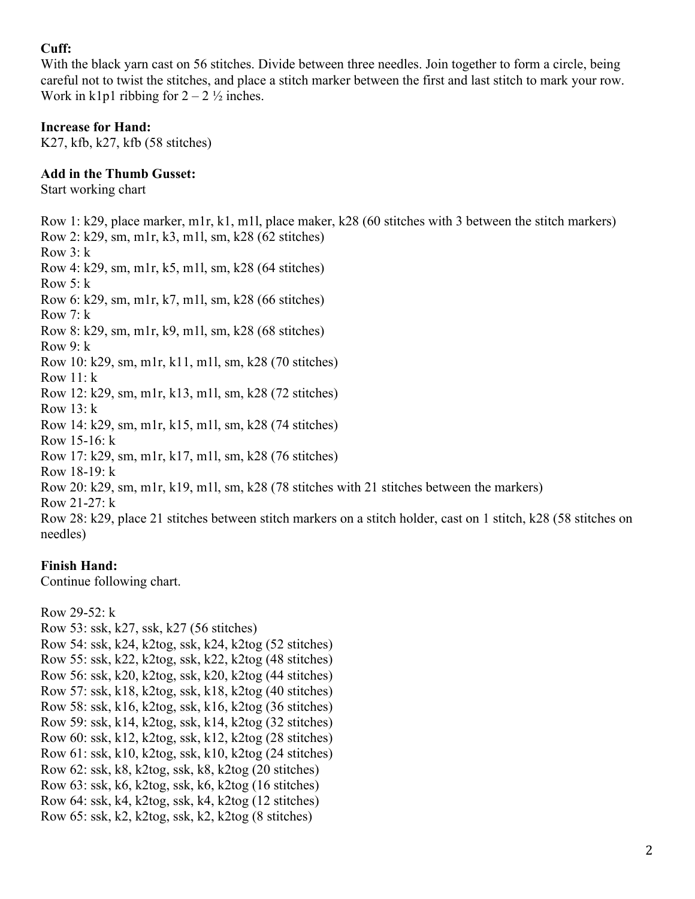**Cuff:**
With the black yarn cast on 56 stitches. Divide between three needles. Join together to form a circle, being careful not to twist the stitches, and place a stitch marker between the first and last stitch to mark your row. Work in k1p1 ribbing for 2 – 2 ½ inches.

**Increase for Hand:**
K27, kfb, k27, kfb (58 stitches)

**Add in the Thumb Gusset:**
Start working chart

Row 1: k29, place marker, m1r, k1, m1l, place maker, k28 (60 stitches with 3 between the stitch markers)
Row 2: k29, sm, m1r, k3, m1l, sm, k28 (62 stitches)
Row 3: k
Row 4: k29, sm, m1r, k5, m1l, sm, k28 (64 stitches)
Row 5: k
Row 6: k29, sm, m1r, k7, m1l, sm, k28 (66 stitches)
Row 7: k
Row 8: k29, sm, m1r, k9, m1l, sm, k28 (68 stitches)
Row 9: k
Row 10: k29, sm, m1r, k11, m1l, sm, k28 (70 stitches)
Row 11: k
Row 12: k29, sm, m1r, k13, m1l, sm, k28 (72 stitches)
Row 13: k
Row 14: k29, sm, m1r, k15, m1l, sm, k28 (74 stitches)
Row 15-16: k
Row 17: k29, sm, m1r, k17, m1l, sm, k28 (76 stitches)
Row 18-19: k
Row 20: k29, sm, m1r, k19, m1l, sm, k28 (78 stitches with 21 stitches between the markers)
Row 21-27: k
Row 28: k29, place 21 stitches between stitch markers on a stitch holder, cast on 1 stitch, k28 (58 stitches on needles)

**Finish Hand:**
Continue following chart.

Row 29-52: k
Row 53: ssk, k27, ssk, k27 (56 stitches)
Row 54: ssk, k24, k2tog, ssk, k24, k2tog (52 stitches)
Row 55: ssk, k22, k2tog, ssk, k22, k2tog (48 stitches)
Row 56: ssk, k20, k2tog, ssk, k20, k2tog (44 stitches)
Row 57: ssk, k18, k2tog, ssk, k18, k2tog (40 stitches)
Row 58: ssk, k16, k2tog, ssk, k16, k2tog (36 stitches)
Row 59: ssk, k14, k2tog, ssk, k14, k2tog (32 stitches)
Row 60: ssk, k12, k2tog, ssk, k12, k2tog (28 stitches)
Row 61: ssk, k10, k2tog, ssk, k10, k2tog (24 stitches)
Row 62: ssk, k8, k2tog, ssk, k8, k2tog (20 stitches)
Row 63: ssk, k6, k2tog, ssk, k6, k2tog (16 stitches)
Row 64: ssk, k4, k2tog, ssk, k4, k2tog (12 stitches)
Row 65: ssk, k2, k2tog, ssk, k2, k2tog (8 stitches)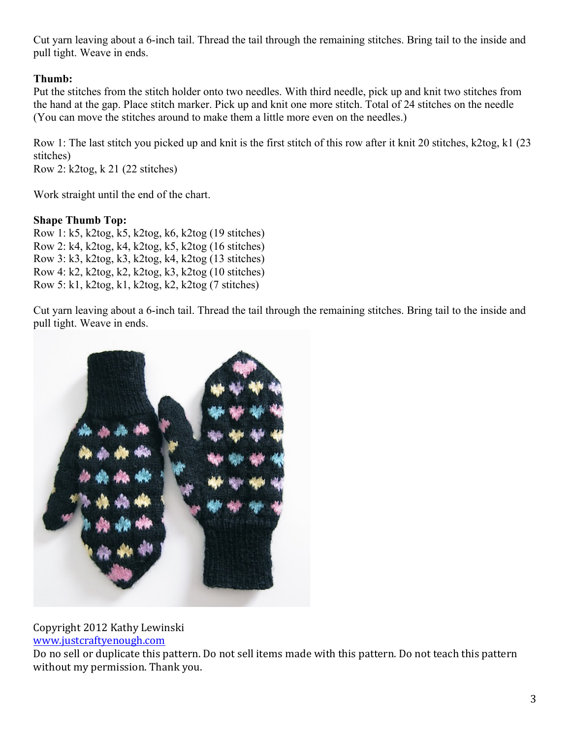Cut yarn leaving about a 6-inch tail. Thread the tail through the remaining stitches. Bring tail to the inside and pull tight. Weave in ends.

**Thumb:**
Put the stitches from the stitch holder onto two needles. With third needle, pick up and knit two stitches from the hand at the gap. Place stitch marker. Pick up and knit one more stitch. Total of 24 stitches on the needle (You can move the stitches around to make them a little more even on the needles.)

Row 1: The last stitch you picked up and knit is the first stitch of this row after it knit 20 stitches, k2tog, k1 (23 stitches)
Row 2: k2tog, k 21 (22 stitches)

Work straight until the end of the chart.

**Shape Thumb Top:**
Row 1: k5, k2tog, k5, k2tog, k6, k2tog (19 stitches)
Row 2: k4, k2tog, k4, k2tog, k5, k2tog (16 stitches)
Row 3: k3, k2tog, k3, k2tog, k4, k2tog (13 stitches)
Row 4: k2, k2tog, k2, k2tog, k3, k2tog (10 stitches)
Row 5: k1, k2tog, k1, k2tog, k2, k2tog (7 stitches)

Cut yarn leaving about a 6-inch tail. Thread the tail through the remaining stitches. Bring tail to the inside and pull tight. Weave in ends.

Copyright 2012 Kathy Lewinski
[www.justcraftyenough.com](http://www.justcraftyenough.com)
Do no sell or duplicate this pattern. Do not sell items made with this pattern. Do not teach this pattern without my permission. Thank you.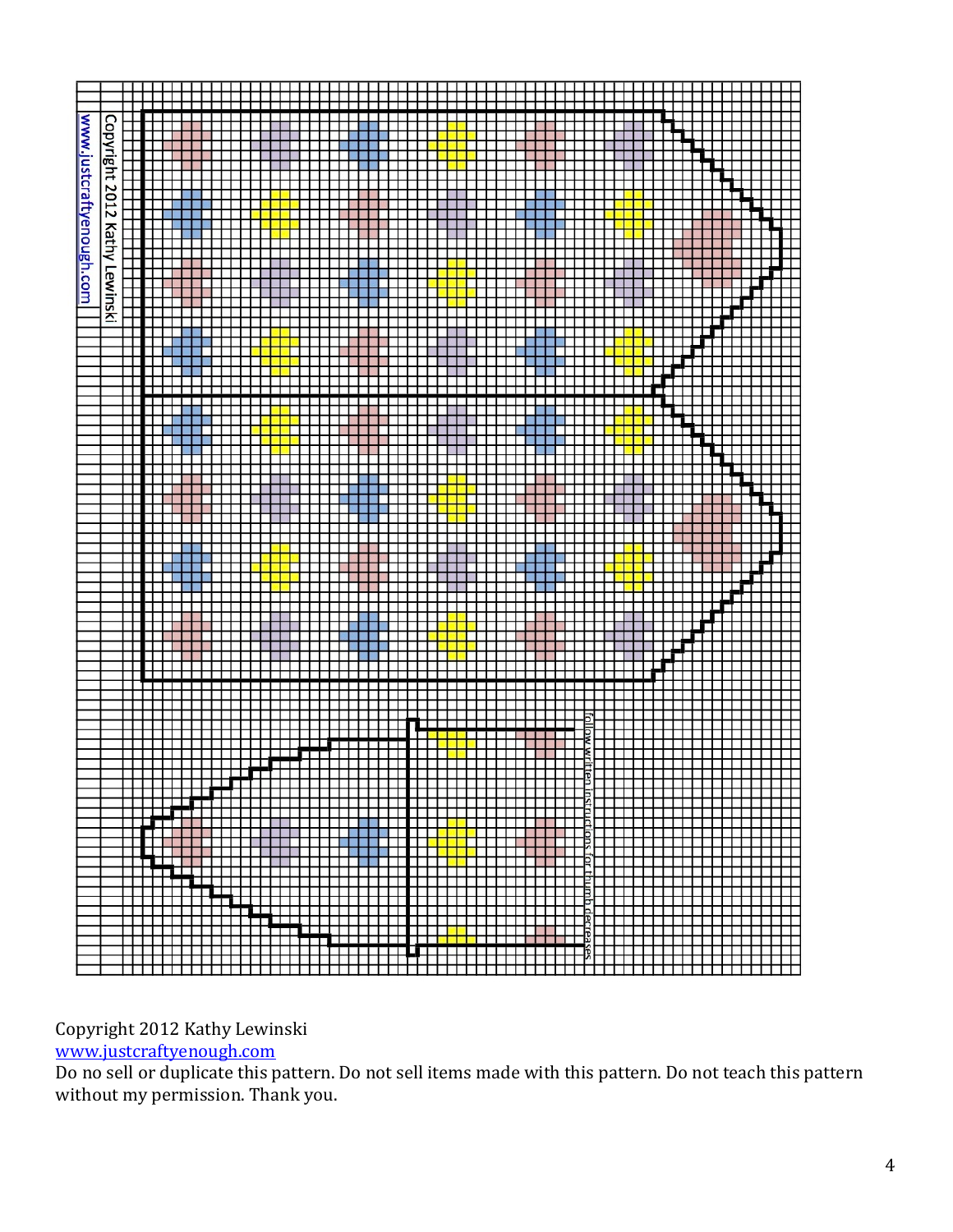Copyright 2012 Kathy Lewinski

www.justcraftyenough.com

follow written instructions for thumb decreases

Copyright 2012 Kathy Lewinski
[www.justcraftyenough.com](http://www.justcraftyenough.com)
Do no sell or duplicate this pattern. Do not sell items made with this pattern. Do not teach this pattern without my permission. Thank you.